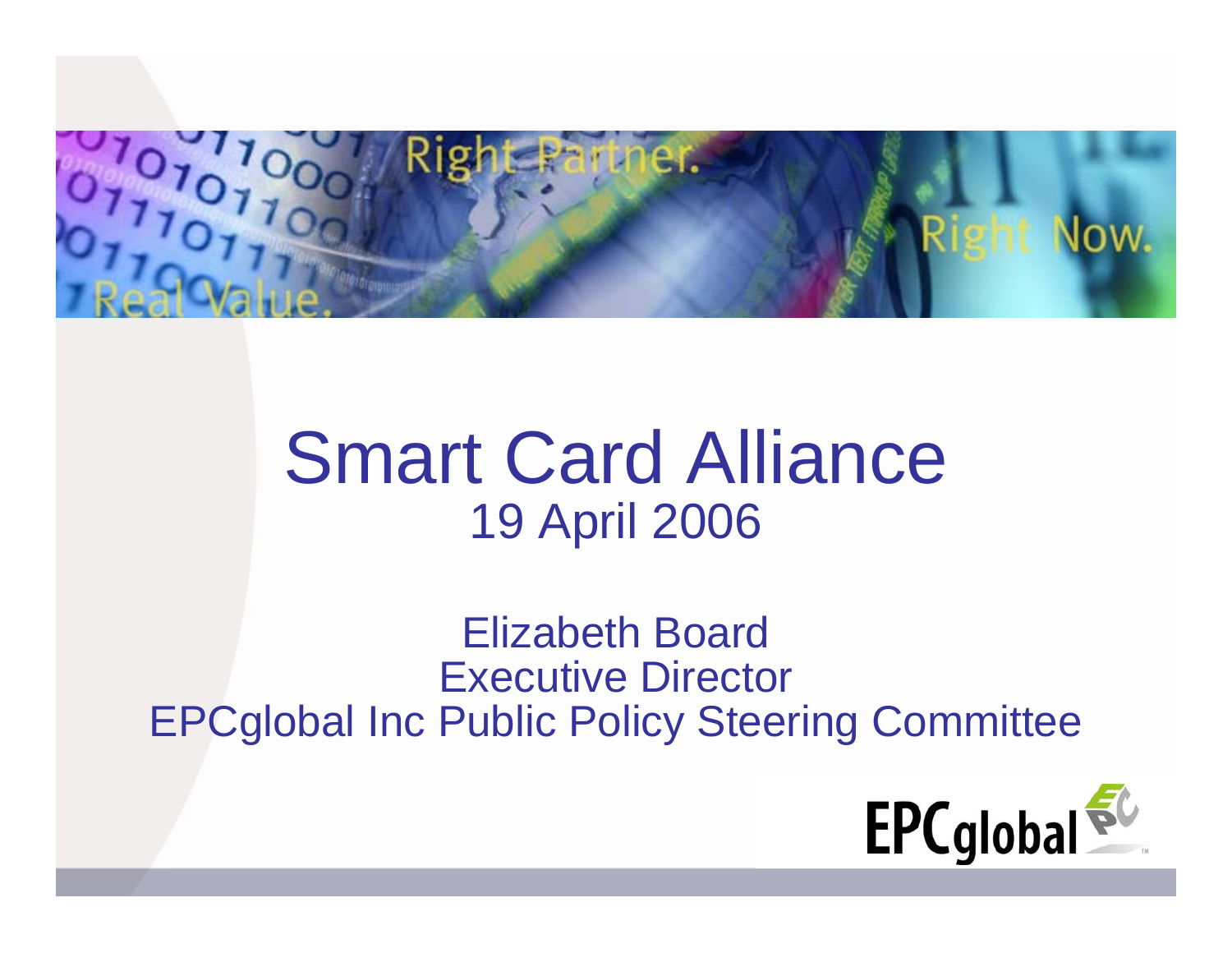# Smart Card Alliance

19 April 2006

Elizabeth Board
Executive Director
EPCglobal Inc Public Policy Steering Committee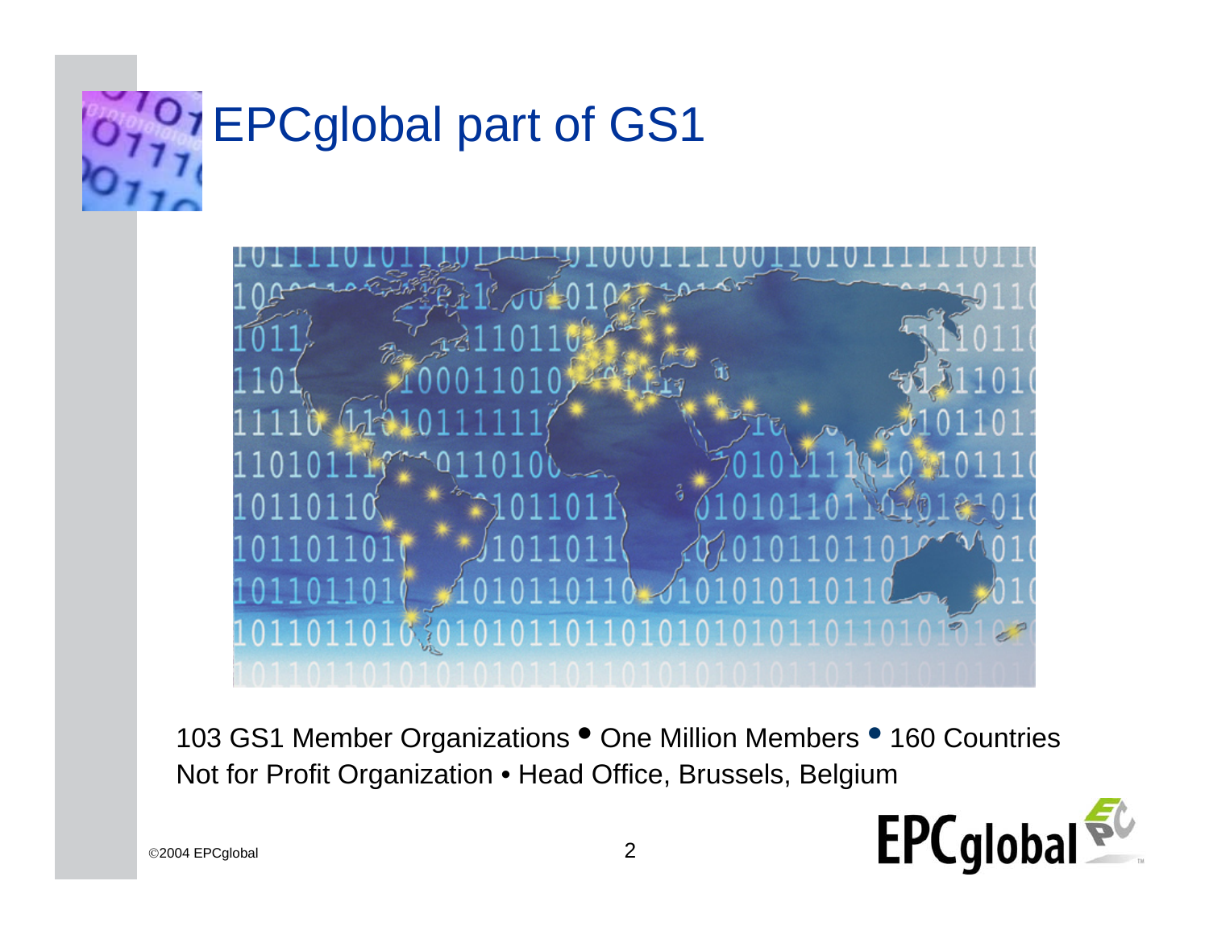# EPCglobal part of GS1

103 GS1 Member Organizations • One Million Members • 160 Countries
Not for Profit Organization • Head Office, Brussels, Belgium

©2004 EPCglobal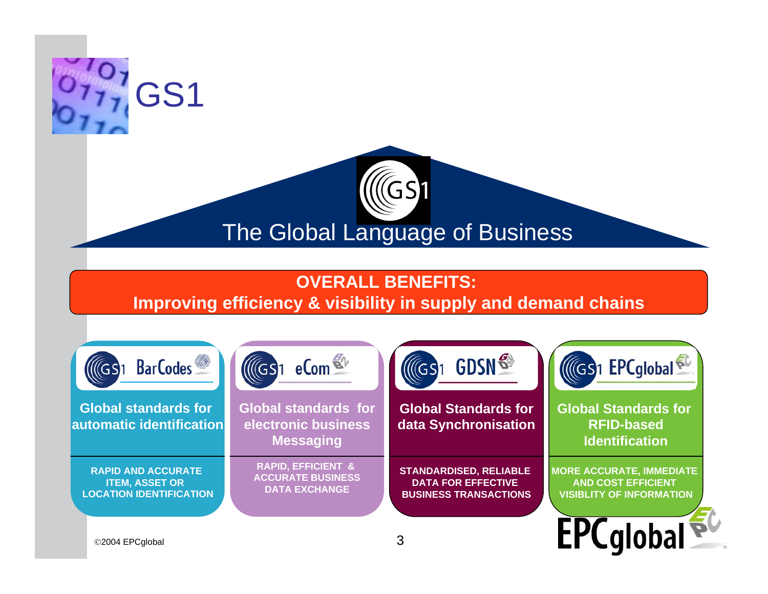# GS1

## The Global Language of Business

**OVERALL BENEFITS:**
**Improving efficiency & visibility in supply and demand chains**

| GS1 BarCodes | GS1 eCom | GS1 GDSN | GS1 EPCglobal |
|---|---|---|---|
| **Global standards for automatic identification** | **Global standards for electronic business Messaging** | **Global Standards for data Synchronisation** | **Global Standards for RFID-based Identification** |
| RAPID AND ACCURATE ITEM, ASSET OR LOCATION IDENTIFICATION | RAPID, EFFICIENT & ACCURATE BUSINESS DATA EXCHANGE | STANDARDISED, RELIABLE DATA FOR EFFECTIVE BUSINESS TRANSACTIONS | MORE ACCURATE, IMMEDIATE AND COST EFFICIENT VISIBLITY OF INFORMATION |

©2004 EPCglobal

EPCglobal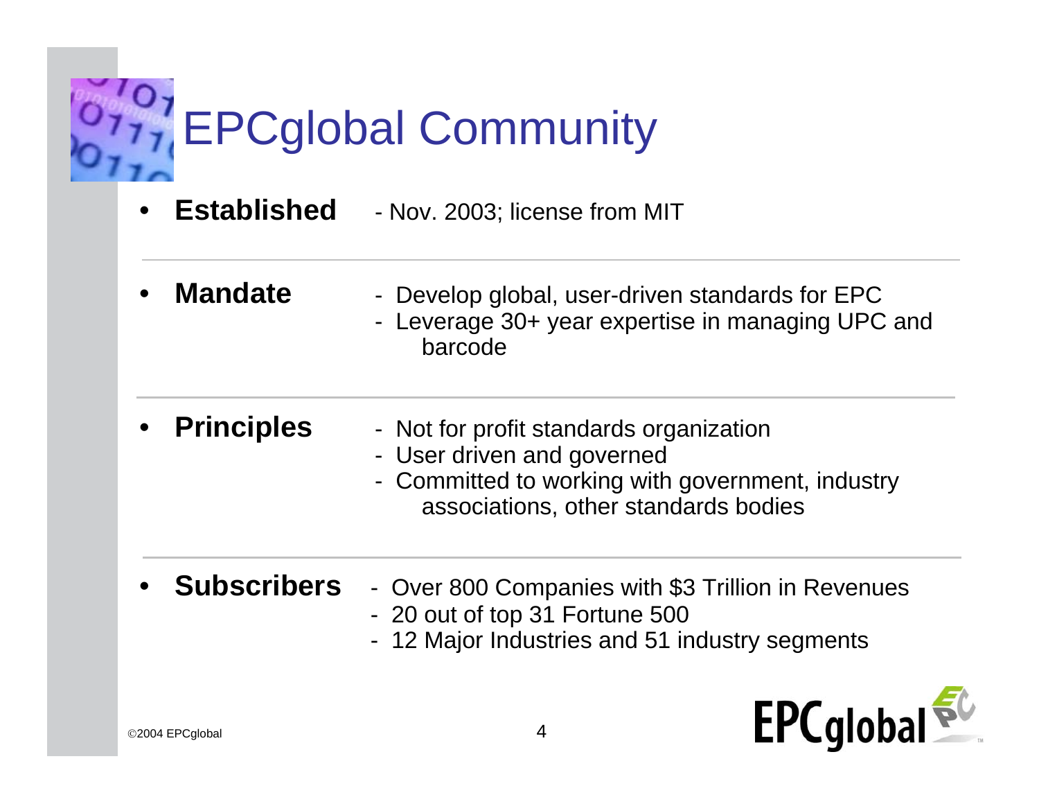# EPCglobal Community

- **Established** - Nov. 2003; license from MIT

---

- **Mandate**
  - Develop global, user-driven standards for EPC
  - Leverage 30+ year expertise in managing UPC and barcode

---

- **Principles**
  - Not for profit standards organization
  - User driven and governed
  - Committed to working with government, industry associations, other standards bodies

---

- **Subscribers**
  - Over 800 Companies with $3 Trillion in Revenues
  - 20 out of top 31 Fortune 500
  - 12 Major Industries and 51 industry segments

©2004 EPCglobal

EPCglobal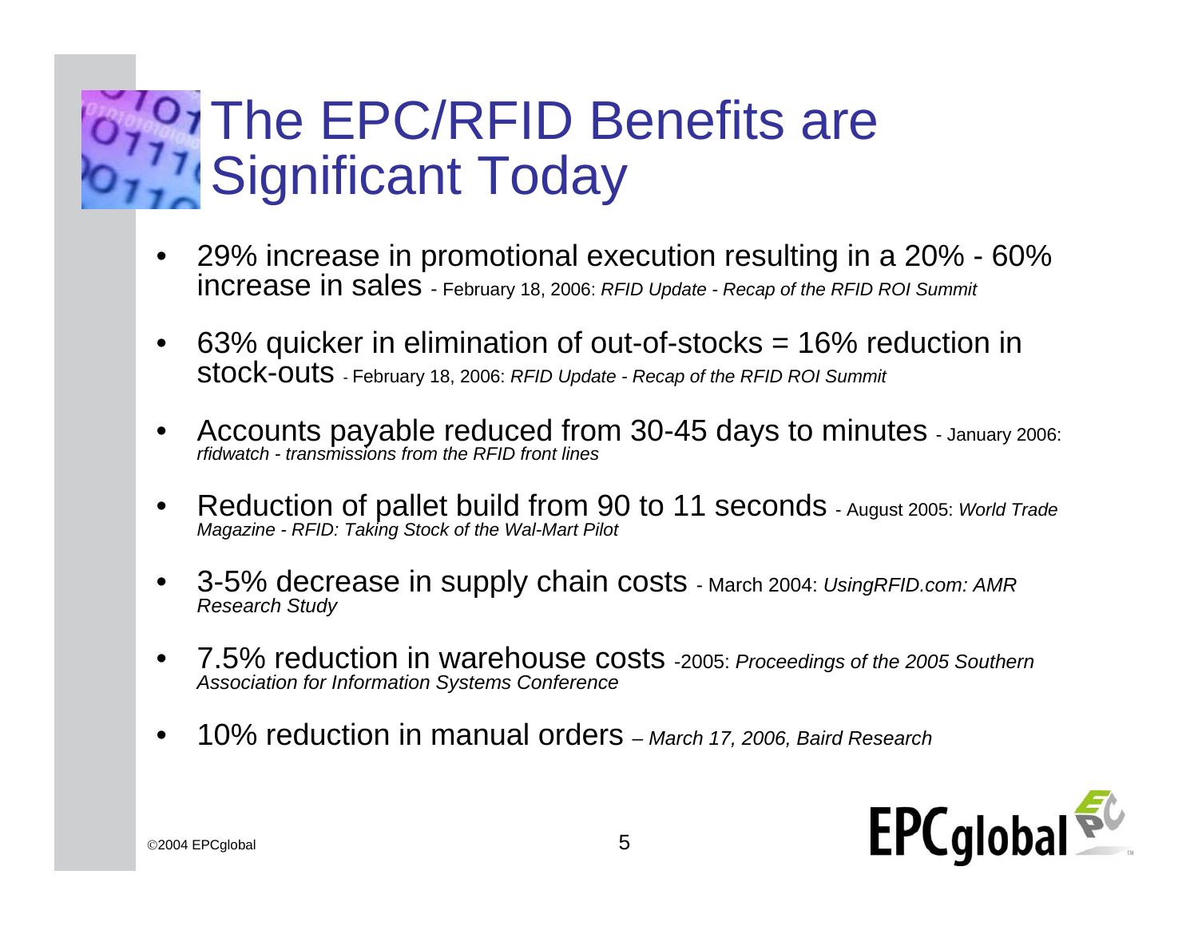# The EPC/RFID Benefits are Significant Today

- 29% increase in promotional execution resulting in a 20% - 60% increase in sales - February 18, 2006: *RFID Update - Recap of the RFID ROI Summit*
- 63% quicker in elimination of out-of-stocks = 16% reduction in stock-outs - February 18, 2006: *RFID Update - Recap of the RFID ROI Summit*
- Accounts payable reduced from 30-45 days to minutes - January 2006: *rfidwatch - transmissions from the RFID front lines*
- Reduction of pallet build from 90 to 11 seconds - August 2005: *World Trade Magazine - RFID: Taking Stock of the Wal-Mart Pilot*
- 3-5% decrease in supply chain costs - March 2004: *UsingRFID.com: AMR Research Study*
- 7.5% reduction in warehouse costs -2005: *Proceedings of the 2005 Southern Association for Information Systems Conference*
- 10% reduction in manual orders – *March 17, 2006, Baird Research*

©2004 EPCglobal

EPCglobal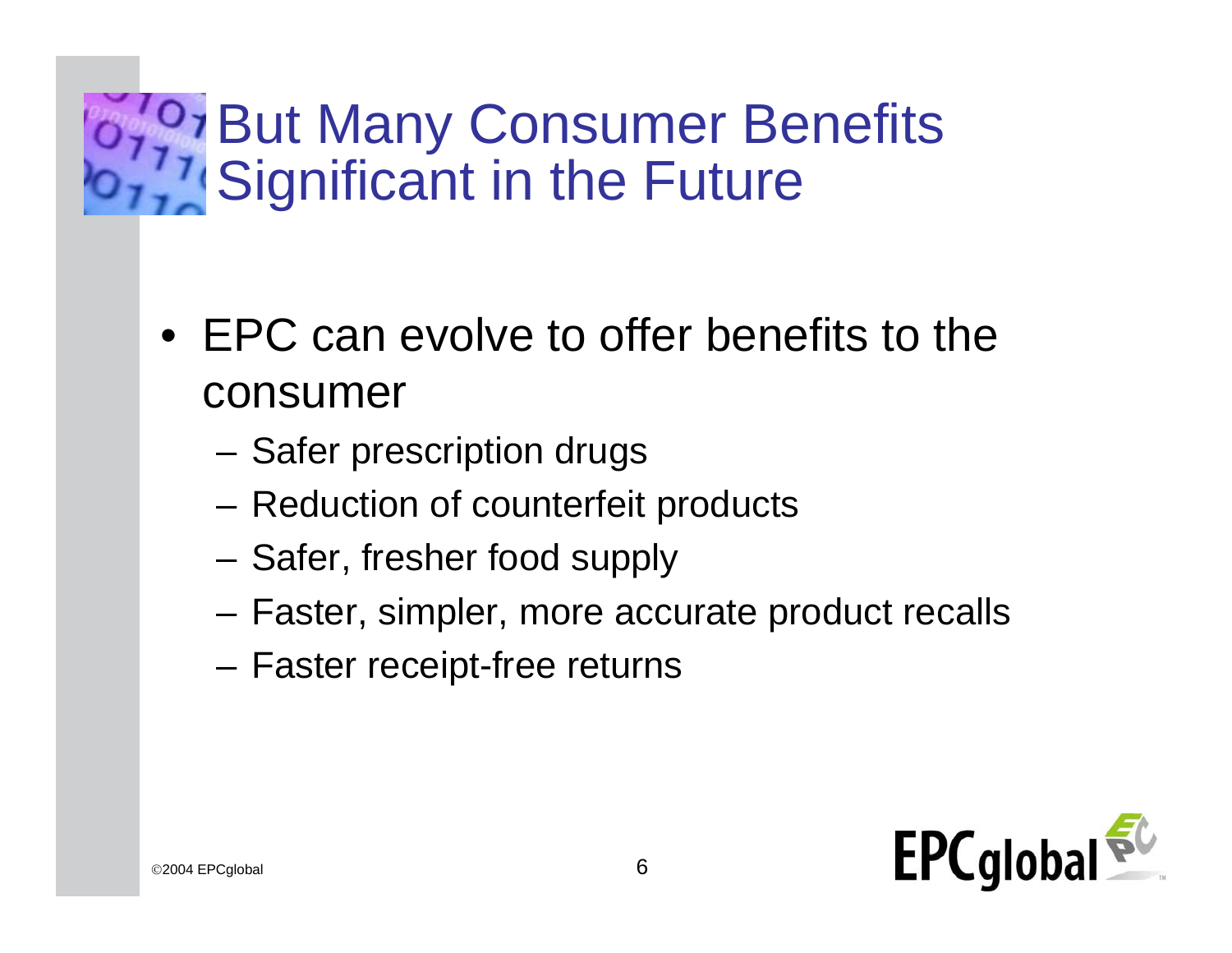# But Many Consumer Benefits Significant in the Future

- EPC can evolve to offer benefits to the consumer
  - Safer prescription drugs
  - Reduction of counterfeit products
  - Safer, fresher food supply
  - Faster, simpler, more accurate product recalls
  - Faster receipt-free returns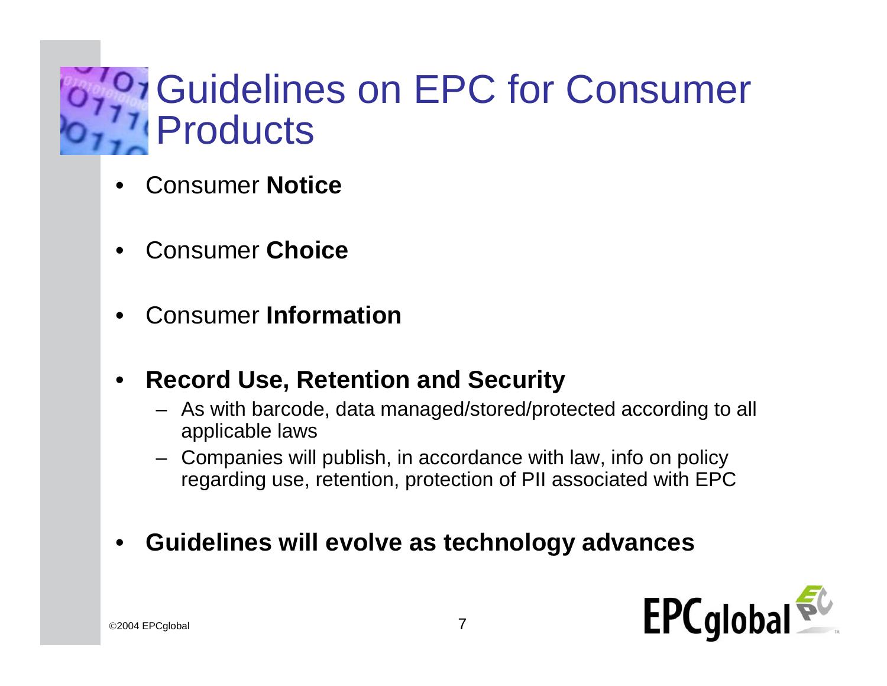# Guidelines on EPC for Consumer Products

- Consumer **Notice**
- Consumer **Choice**
- Consumer **Information**
- **Record Use, Retention and Security**
  - As with barcode, data managed/stored/protected according to all applicable laws
  - Companies will publish, in accordance with law, info on policy regarding use, retention, protection of PII associated with EPC
- **Guidelines will evolve as technology advances**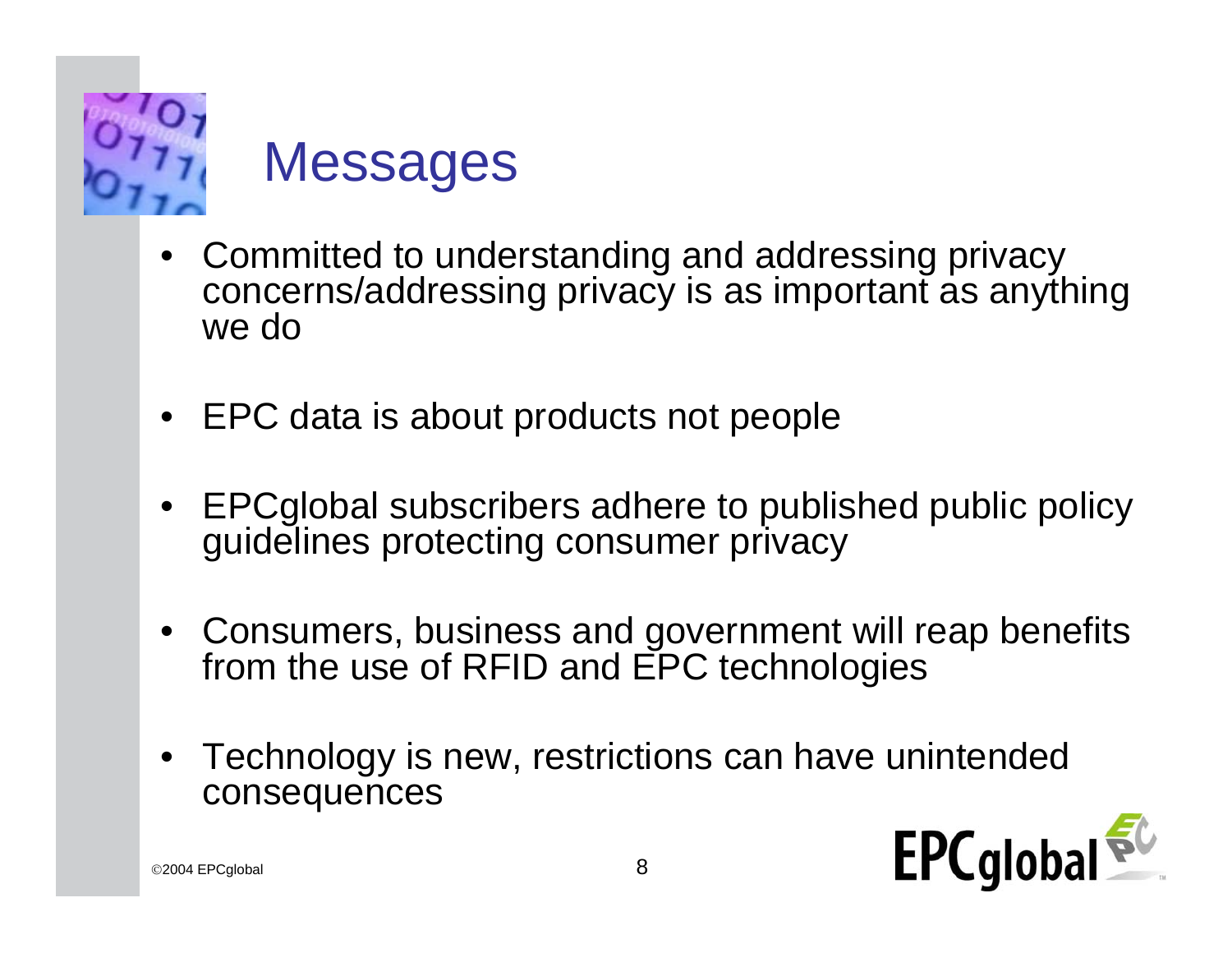# Messages

- Committed to understanding and addressing privacy concerns/addressing privacy is as important as anything we do
- EPC data is about products not people
- EPCglobal subscribers adhere to published public policy guidelines protecting consumer privacy
- Consumers, business and government will reap benefits from the use of RFID and EPC technologies
- Technology is new, restrictions can have unintended consequences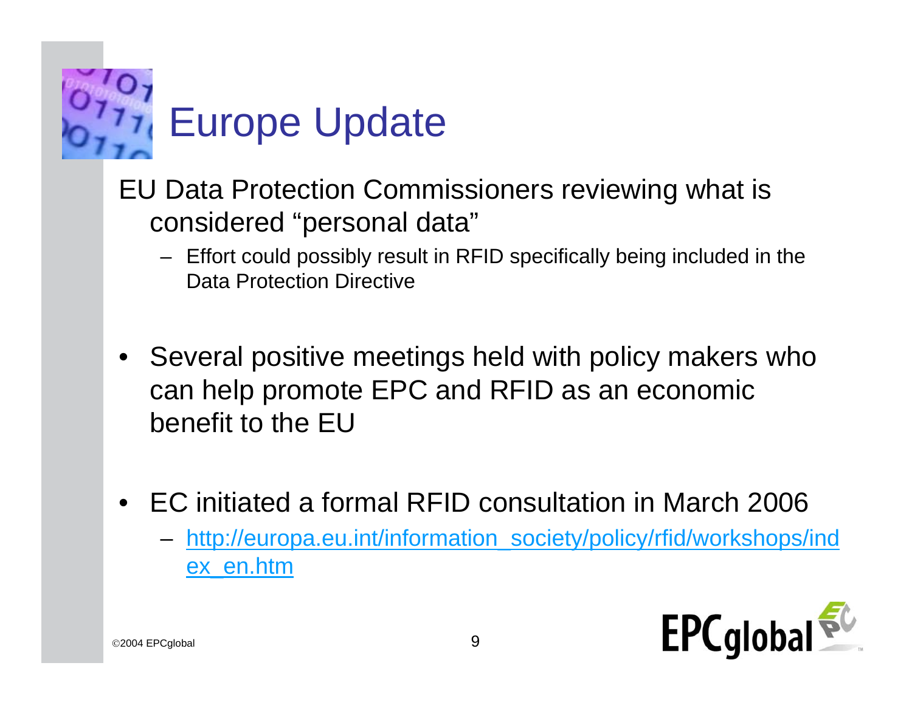# Europe Update

EU Data Protection Commissioners reviewing what is considered "personal data"

- Effort could possibly result in RFID specifically being included in the Data Protection Directive

- Several positive meetings held with policy makers who can help promote EPC and RFID as an economic benefit to the EU

- EC initiated a formal RFID consultation in March 2006
  - [http://europa.eu.int/information_society/policy/rfid/workshops/index_en.htm](http://europa.eu.int/information_society/policy/rfid/workshops/index_en.htm)

©2004 EPCglobal

EPCglobal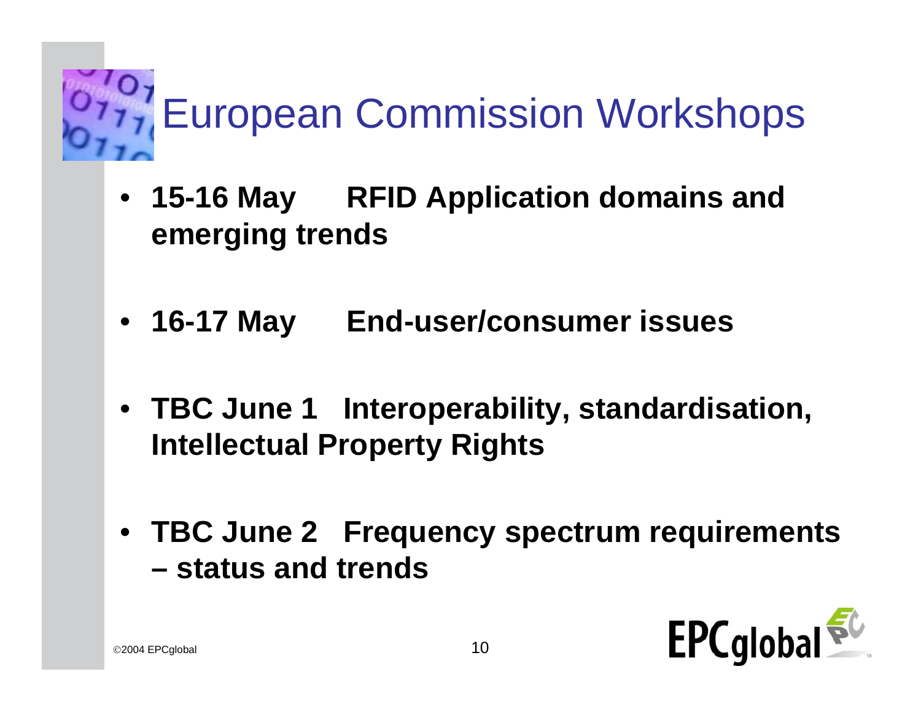# European Commission Workshops

- **15-16 May RFID Application domains and emerging trends**
- **16-17 May End-user/consumer issues**
- **TBC June 1 Interoperability, standardisation, Intellectual Property Rights**
- **TBC June 2 Frequency spectrum requirements – status and trends**

©2004 EPCglobal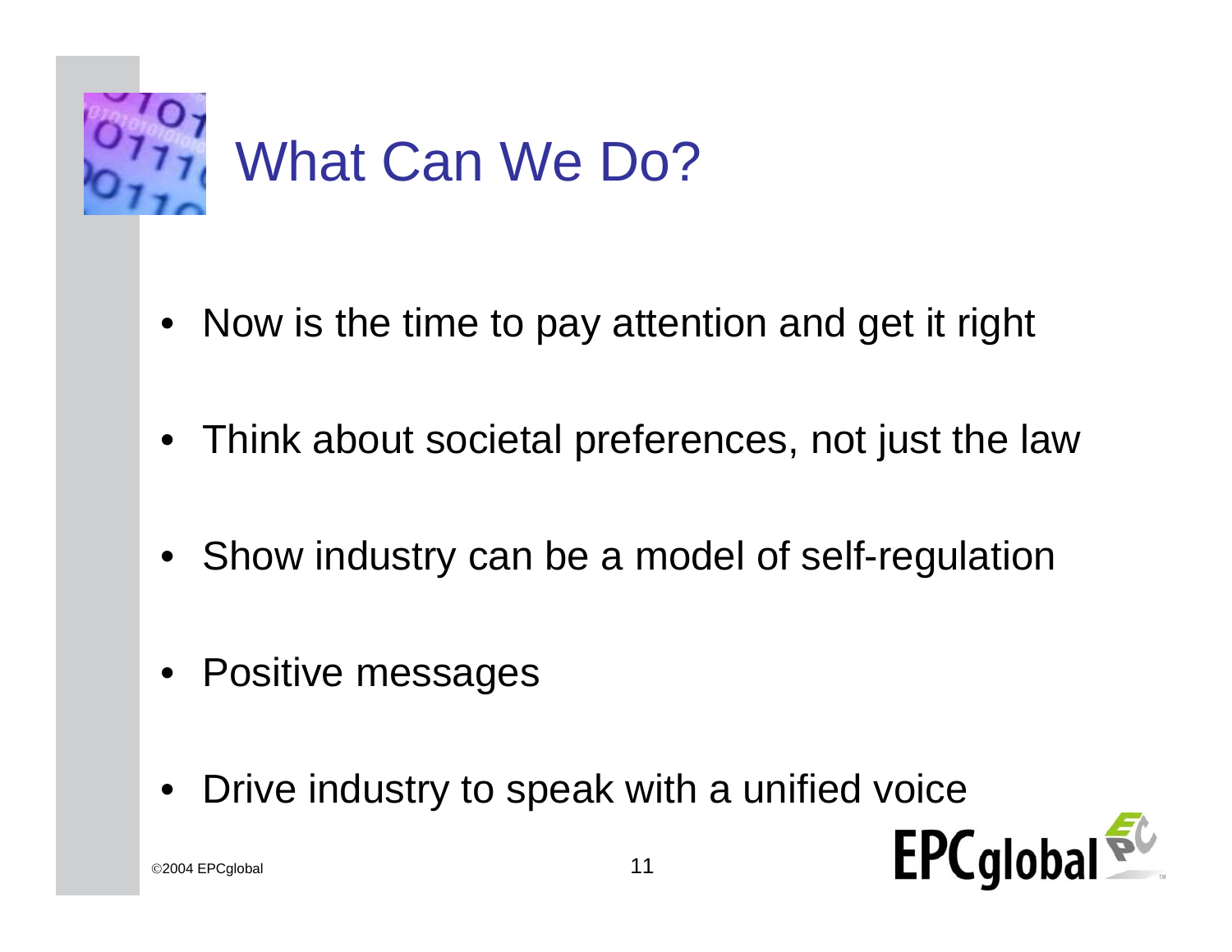# What Can We Do?

- Now is the time to pay attention and get it right
- Think about societal preferences, not just the law
- Show industry can be a model of self-regulation
- Positive messages
- Drive industry to speak with a unified voice

©2004 EPCglobal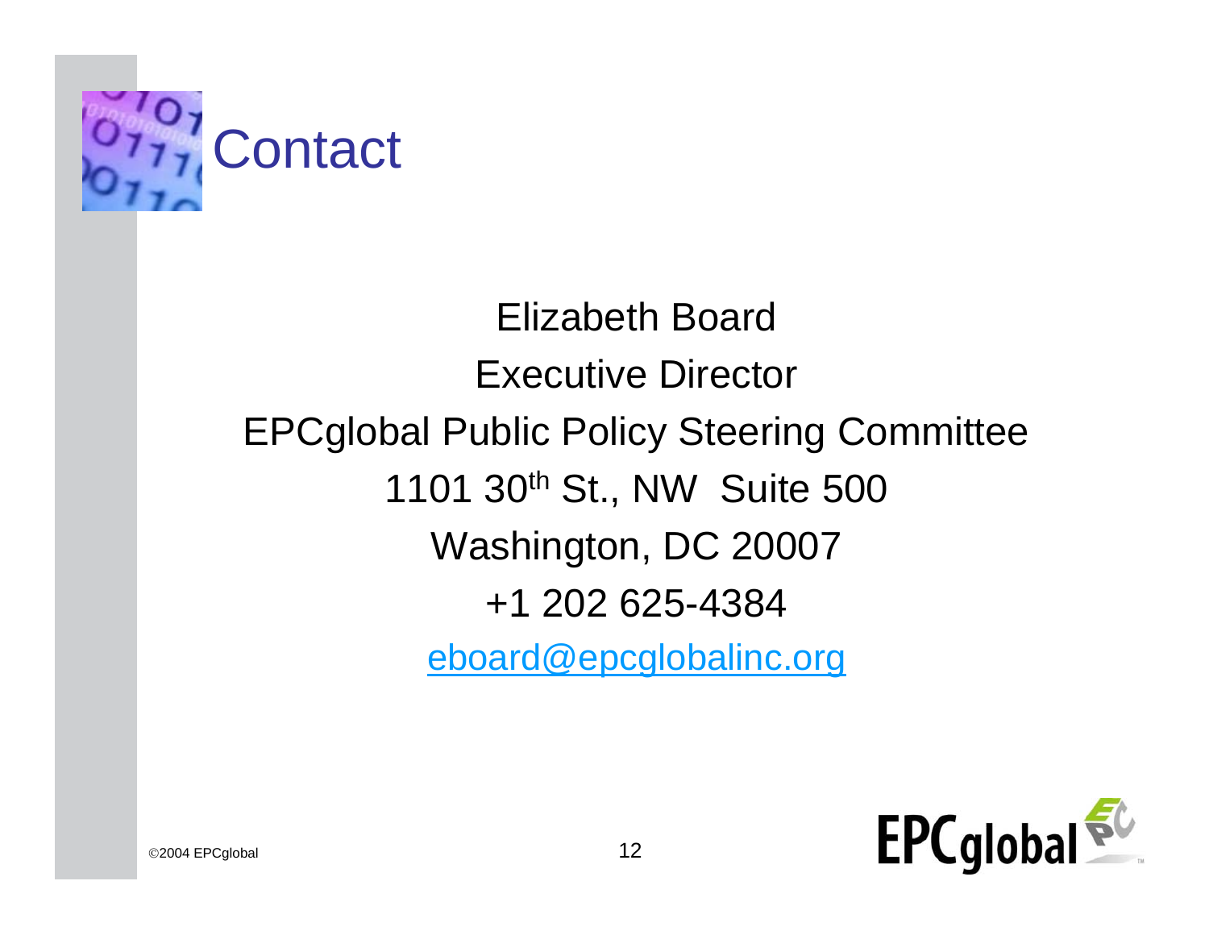# Contact

Elizabeth Board

Executive Director

EPCglobal Public Policy Steering Committee

1101 30th St., NW  Suite 500

Washington, DC 20007

+1 202 625-4384

eboard@epcglobalinc.org

©2004 EPCglobal